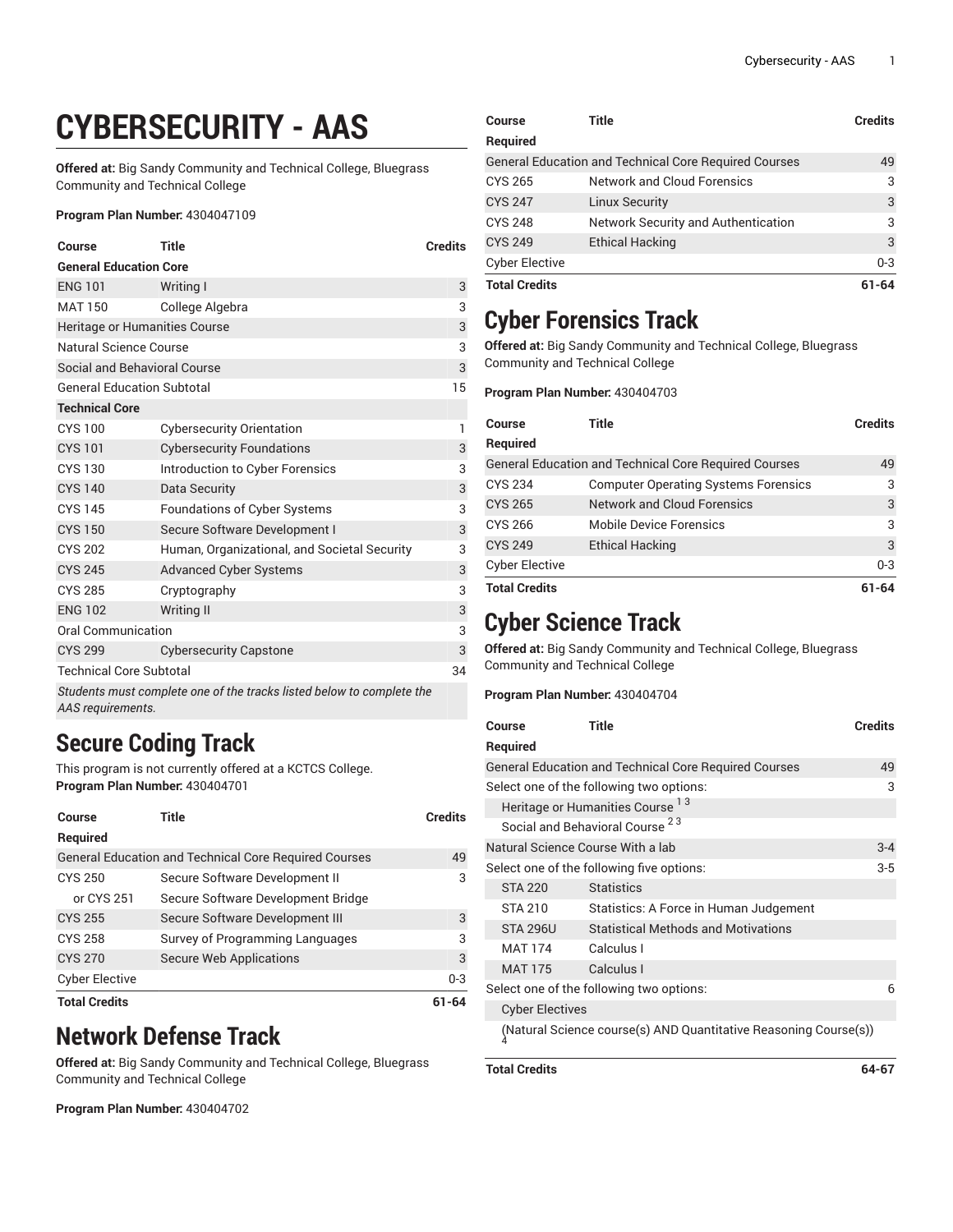# CYBERSECURITY - AAS

**Offered at:** Big Sandy Community and Technical College, Bluegrass Community and Technical College

**Program Plan Number:** 4304047109

| Course | Title | Credits |
|---|---|---|
| **General Education Core** | | |
| ENG 101 | Writing I | 3 |
| MAT 150 | College Algebra | 3 |
| Heritage or Humanities Course | | 3 |
| Natural Science Course | | 3 |
| Social and Behavioral Course | | 3 |
| General Education Subtotal | | 15 |
| **Technical Core** | | |
| CYS 100 | Cybersecurity Orientation | 1 |
| CYS 101 | Cybersecurity Foundations | 3 |
| CYS 130 | Introduction to Cyber Forensics | 3 |
| CYS 140 | Data Security | 3 |
| CYS 145 | Foundations of Cyber Systems | 3 |
| CYS 150 | Secure Software Development I | 3 |
| CYS 202 | Human, Organizational, and Societal Security | 3 |
| CYS 245 | Advanced Cyber Systems | 3 |
| CYS 285 | Cryptography | 3 |
| ENG 102 | Writing II | 3 |
| Oral Communication | | 3 |
| CYS 299 | Cybersecurity Capstone | 3 |
| Technical Core Subtotal | | 34 |

*Students must complete one of the tracks listed below to complete the AAS requirements.*

## Secure Coding Track

This program is not currently offered at a KCTCS College.
**Program Plan Number:** 430404701

| Course | Title | Credits |
|---|---|---|
| **Required** | | |
| General Education and Technical Core Required Courses | | 49 |
| CYS 250 | Secure Software Development II | 3 |
| or CYS 251 | Secure Software Development Bridge | |
| CYS 255 | Secure Software Development III | 3 |
| CYS 258 | Survey of Programming Languages | 3 |
| CYS 270 | Secure Web Applications | 3 |
| Cyber Elective | | 0-3 |
| **Total Credits** | | **61-64** |

## Network Defense Track

**Offered at:** Big Sandy Community and Technical College, Bluegrass Community and Technical College

**Program Plan Number:** 430404702

| Course | Title | Credits |
|---|---|---|
| **Required** | | |
| General Education and Technical Core Required Courses | | 49 |
| CYS 265 | Network and Cloud Forensics | 3 |
| CYS 247 | Linux Security | 3 |
| CYS 248 | Network Security and Authentication | 3 |
| CYS 249 | Ethical Hacking | 3 |
| Cyber Elective | | 0-3 |
| **Total Credits** | | **61-64** |

## Cyber Forensics Track

**Offered at:** Big Sandy Community and Technical College, Bluegrass Community and Technical College

**Program Plan Number:** 430404703

| Course | Title | Credits |
|---|---|---|
| **Required** | | |
| General Education and Technical Core Required Courses | | 49 |
| CYS 234 | Computer Operating Systems Forensics | 3 |
| CYS 265 | Network and Cloud Forensics | 3 |
| CYS 266 | Mobile Device Forensics | 3 |
| CYS 249 | Ethical Hacking | 3 |
| Cyber Elective | | 0-3 |
| **Total Credits** | | **61-64** |

## Cyber Science Track

**Offered at:** Big Sandy Community and Technical College, Bluegrass Community and Technical College

**Program Plan Number:** 430404704

| Course | Title | Credits |
|---|---|---|
| **Required** | | |
| General Education and Technical Core Required Courses | | 49 |
| Select one of the following two options: | | 3 |
| Heritage or Humanities Course [1, 3] | | |
| Social and Behavioral Course [2, 3] | | |
| Natural Science Course With a lab | | 3-4 |
| Select one of the following five options: | | 3-5 |
| STA 220 | Statistics | |
| STA 210 | Statistics: A Force in Human Judgement | |
| STA 296U | Statistical Methods and Motivations | |
| MAT 174 | Calculus I | |
| MAT 175 | Calculus I | |
| Select one of the following two options: | | 6 |
| Cyber Electives | | |
| (Natural Science course(s) AND Quantitative Reasoning Course(s)) [4] | | |
| **Total Credits** | | **64-67** |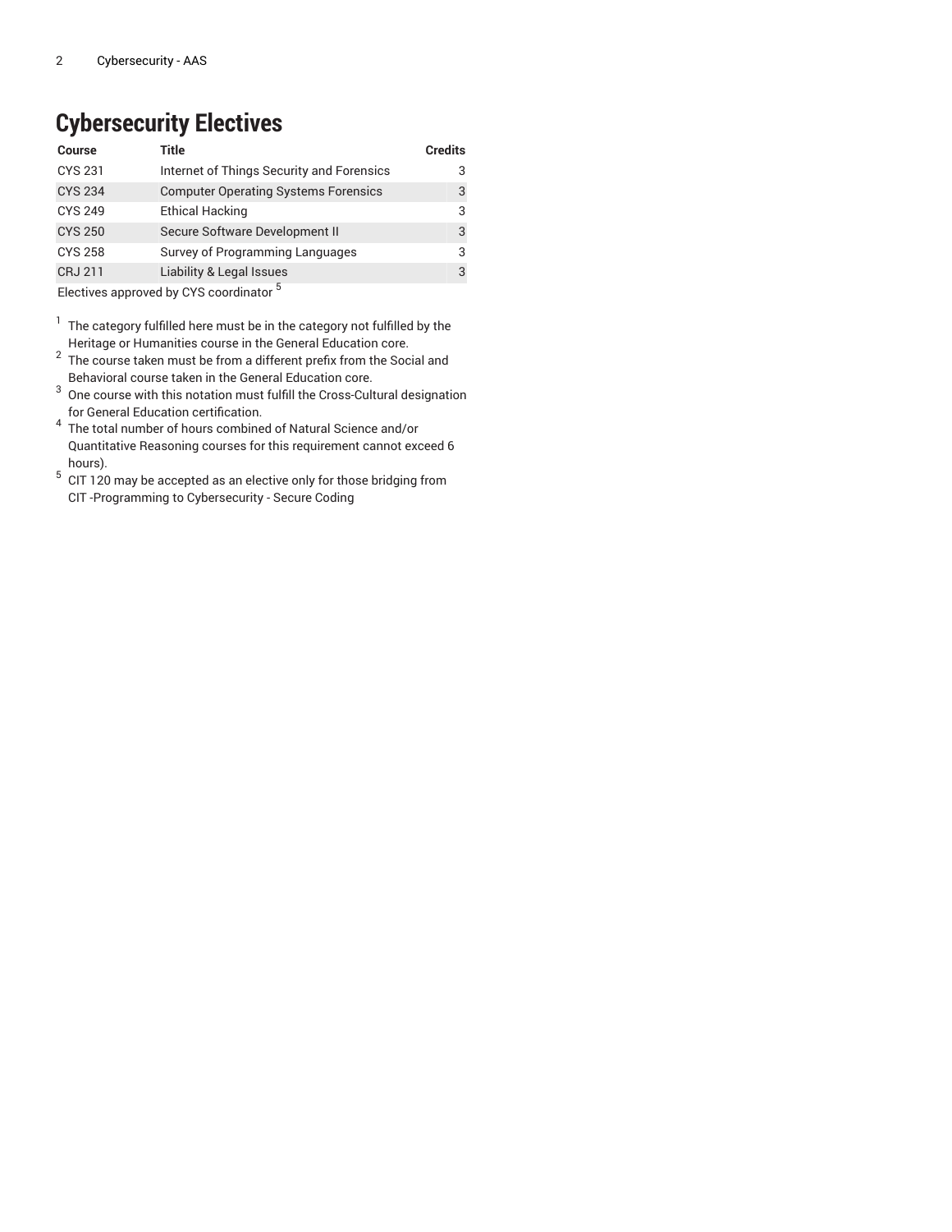## Cybersecurity Electives

| Course | Title | Credits |
| --- | --- | --- |
| CYS 231 | Internet of Things Security and Forensics | 3 |
| CYS 234 | Computer Operating Systems Forensics | 3 |
| CYS 249 | Ethical Hacking | 3 |
| CYS 250 | Secure Software Development II | 3 |
| CYS 258 | Survey of Programming Languages | 3 |
| CRJ 211 | Liability & Legal Issues | 3 |
| Electives approved by CYS coordinator [5] | | |

[1] The category fulfilled here must be in the category not fulfilled by the Heritage or Humanities course in the General Education core.

[2] The course taken must be from a different prefix from the Social and Behavioral course taken in the General Education core.

[3] One course with this notation must fulfill the Cross-Cultural designation for General Education certification.

[4] The total number of hours combined of Natural Science and/or Quantitative Reasoning courses for this requirement cannot exceed 6 hours).

[5] CIT 120 may be accepted as an elective only for those bridging from CIT -Programming to Cybersecurity - Secure Coding